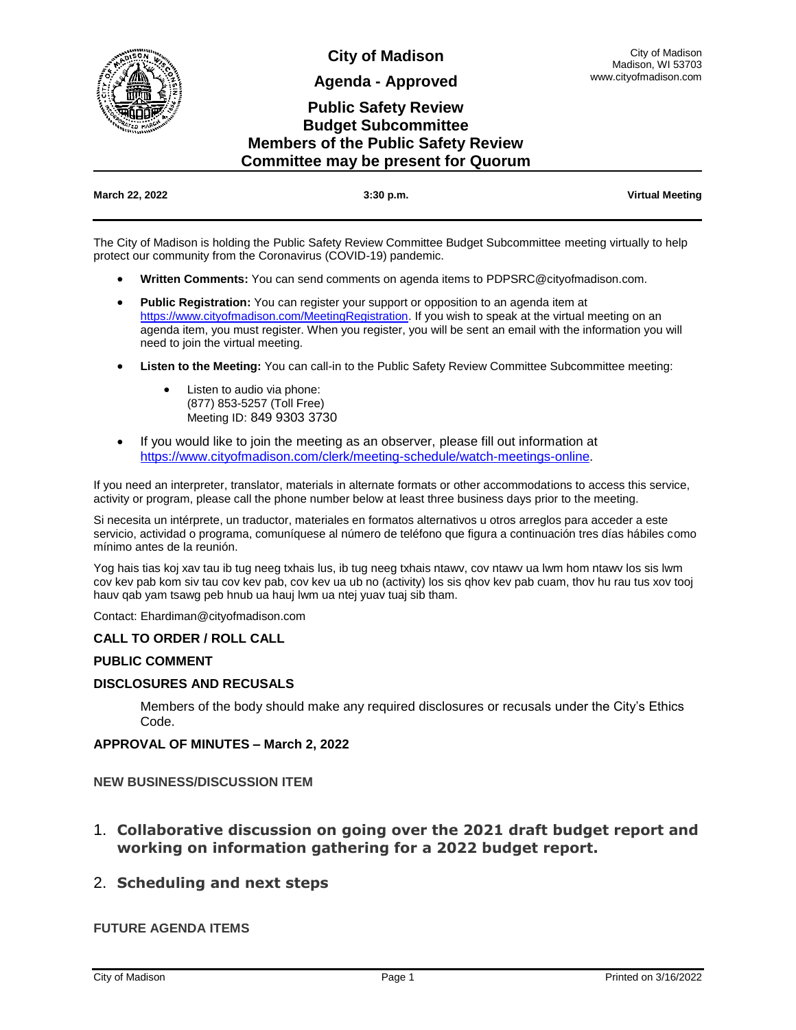# City of Madison

City of Madison
Madison, WI 53703
www.cityofmadison.com

## Agenda - Approved

## Public Safety Review Budget Subcommittee Members of the Public Safety Review Committee may be present for Quorum

**March 22, 2022** | **3:30 p.m.** | **Virtual Meeting**

The City of Madison is holding the Public Safety Review Committee Budget Subcommittee meeting virtually to help protect our community from the Coronavirus (COVID-19) pandemic.

- **Written Comments:** You can send comments on agenda items to PDPSRC@cityofmadison.com.
- **Public Registration:** You can register your support or opposition to an agenda item at https://www.cityofmadison.com/MeetingRegistration. If you wish to speak at the virtual meeting on an agenda item, you must register. When you register, you will be sent an email with the information you will need to join the virtual meeting.
- **Listen to the Meeting:** You can call-in to the Public Safety Review Committee Subcommittee meeting:
  - Listen to audio via phone:
    (877) 853-5257 (Toll Free)
    Meeting ID: 849 9303 3730
- If you would like to join the meeting as an observer, please fill out information at https://www.cityofmadison.com/clerk/meeting-schedule/watch-meetings-online.

If you need an interpreter, translator, materials in alternate formats or other accommodations to access this service, activity or program, please call the phone number below at least three business days prior to the meeting.

Si necesita un intérprete, un traductor, materiales en formatos alternativos u otros arreglos para acceder a este servicio, actividad o programa, comuníquese al número de teléfono que figura a continuación tres días hábiles como mínimo antes de la reunión.

Yog hais tias koj xav tau ib tug neeg txhais lus, ib tug neeg txhais ntawv, cov ntawv ua lwm hom ntawv los sis lwm cov kev pab kom siv tau cov kev pab, cov kev ua ub no (activity) los sis qhov kev pab cuam, thov hu rau tus xov tooj hauv qab yam tsawg peb hnub ua hauj lwm ua ntej yuav tuaj sib tham.

Contact: Ehardiman@cityofmadison.com

### CALL TO ORDER / ROLL CALL

### PUBLIC COMMENT

### DISCLOSURES AND RECUSALS

Members of the body should make any required disclosures or recusals under the City's Ethics Code.

### APPROVAL OF MINUTES – March 2, 2022

### NEW BUSINESS/DISCUSSION ITEM

1. **Collaborative discussion on going over the 2021 draft budget report and working on information gathering for a 2022 budget report.**
2. **Scheduling and next steps**

### FUTURE AGENDA ITEMS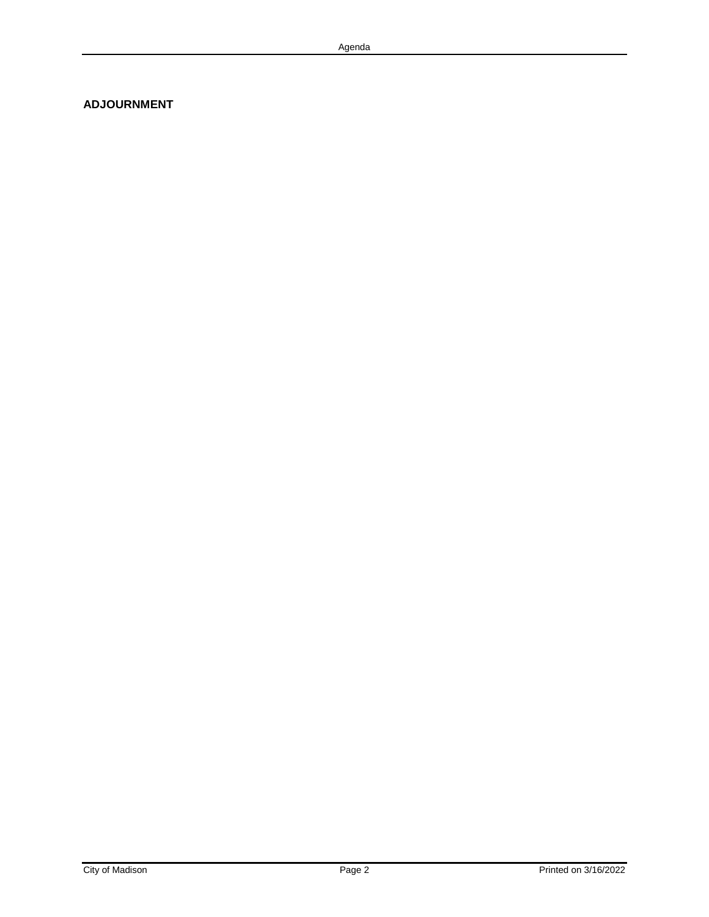## ADJOURNMENT